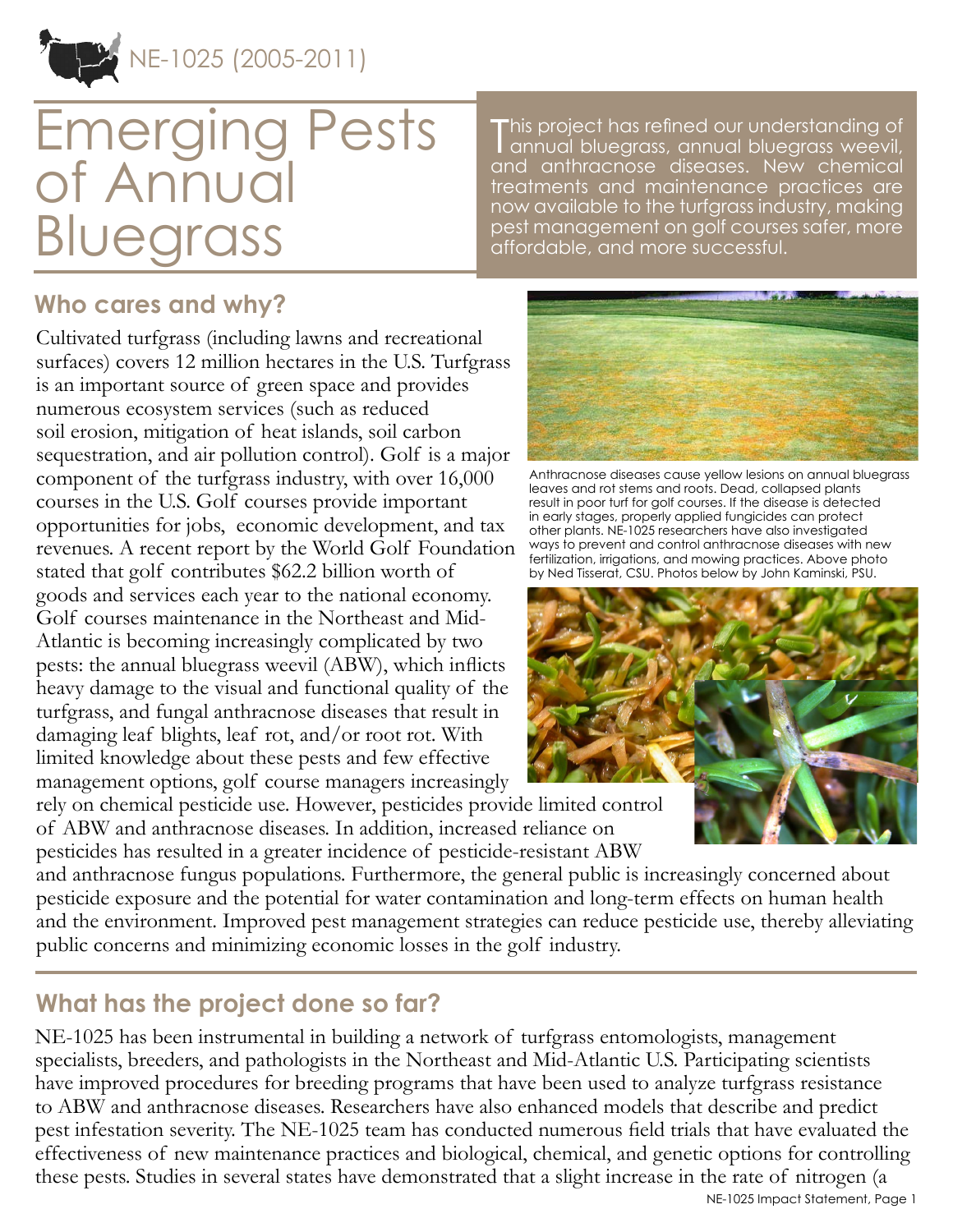NE-1025 (2005-2011)

# Emerging Pests of Annual Bluegrass

This project has refined our understanding of annual bluegrass, annual bluegrass weevil, and anthracnose diseases. New chemical treatments and maintenance practices are now available to the turfgrass industry, making pest management on golf courses safer, more affordable, and more successful.

## Who cares and why?

Cultivated turfgrass (including lawns and recreational surfaces) covers 12 million hectares in the U.S. Turfgrass is an important source of green space and provides numerous ecosystem services (such as reduced soil erosion, mitigation of heat islands, soil carbon sequestration, and air pollution control). Golf is a major component of the turfgrass industry, with over 16,000 courses in the U.S. Golf courses provide important opportunities for jobs, economic development, and tax revenues. A recent report by the World Golf Foundation stated that golf contributes $62.2 billion worth of goods and services each year to the national economy. Golf courses maintenance in the Northeast and Mid-Atlantic is becoming increasingly complicated by two pests: the annual bluegrass weevil (ABW), which inflicts heavy damage to the visual and functional quality of the turfgrass, and fungal anthracnose diseases that result in damaging leaf blights, leaf rot, and/or root rot. With limited knowledge about these pests and few effective management options, golf course managers increasingly rely on chemical pesticide use. However, pesticides provide limited control of ABW and anthracnose diseases. In addition, increased reliance on pesticides has resulted in a greater incidence of pesticide-resistant ABW and anthracnose fungus populations. Furthermore, the general public is increasingly concerned about pesticide exposure and the potential for water contamination and long-term effects on human health and the environment. Improved pest management strategies can reduce pesticide use, thereby alleviating public concerns and minimizing economic losses in the golf industry.

Anthracnose diseases cause yellow lesions on annual bluegrass leaves and rot stems and roots. Dead, collapsed plants result in poor turf for golf courses. If the disease is detected in early stages, properly applied fungicides can protect other plants. NE-1025 researchers have also investigated ways to prevent and control anthracnose diseases with new fertilization, irrigations, and mowing practices. Above photo by Ned Tisserat, CSU. Photos below by John Kaminski, PSU.

## What has the project done so far?

NE-1025 has been instrumental in building a network of turfgrass entomologists, management specialists, breeders, and pathologists in the Northeast and Mid-Atlantic U.S. Participating scientists have improved procedures for breeding programs that have been used to analyze turfgrass resistance to ABW and anthracnose diseases. Researchers have also enhanced models that describe and predict pest infestation severity. The NE-1025 team has conducted numerous field trials that have evaluated the effectiveness of new maintenance practices and biological, chemical, and genetic options for controlling these pests. Studies in several states have demonstrated that a slight increase in the rate of nitrogen (a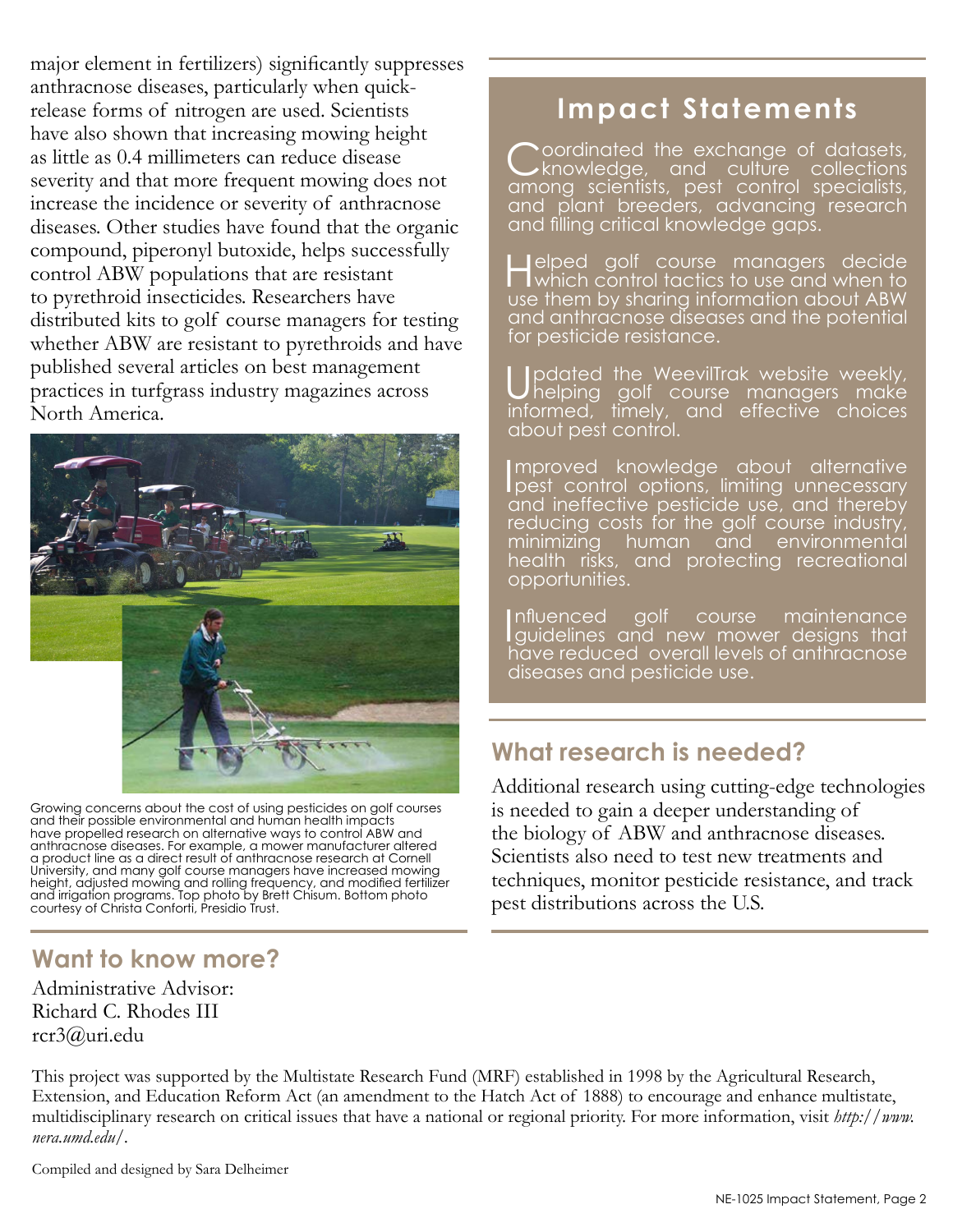major element in fertilizers) significantly suppresses anthracnose diseases, particularly when quick-release forms of nitrogen are used. Scientists have also shown that increasing mowing height as little as 0.4 millimeters can reduce disease severity and that more frequent mowing does not increase the incidence or severity of anthracnose diseases. Other studies have found that the organic compound, piperonyl butoxide, helps successfully control ABW populations that are resistant to pyrethroid insecticides. Researchers have distributed kits to golf course managers for testing whether ABW are resistant to pyrethroids and have published several articles on best management practices in turfgrass industry magazines across North America.

Growing concerns about the cost of using pesticides on golf courses and their possible environmental and human health impacts have propelled research on alternative ways to control ABW and anthracnose diseases. For example, a mower manufacturer altered a product line as a direct result of anthracnose research at Cornell University, and many golf course managers have increased mowing height, adjusted mowing and rolling frequency, and modified fertilizer and irrigation programs. Top photo by Brett Chisum. Bottom photo courtesy of Christa Conforti, Presidio Trust.

## Want to know more?

Administrative Advisor:
Richard C. Rhodes III
rcr3@uri.edu

## Impact Statements

Coordinated the exchange of datasets, knowledge, and culture collections among scientists, pest control specialists, and plant breeders, advancing research and filling critical knowledge gaps.

Helped golf course managers decide which control tactics to use and when to use them by sharing information about ABW and anthracnose diseases and the potential for pesticide resistance.

Updated the WeevilTrak website weekly, helping golf course managers make informed, timely, and effective choices about pest control.

Improved knowledge about alternative pest control options, limiting unnecessary and ineffective pesticide use, and thereby reducing costs for the golf course industry, minimizing human and environmental health risks, and protecting recreational opportunities.

Influenced golf course maintenance guidelines and new mower designs that have reduced overall levels of anthracnose diseases and pesticide use.

## What research is needed?

Additional research using cutting-edge technologies is needed to gain a deeper understanding of the biology of ABW and anthracnose diseases. Scientists also need to test new treatments and techniques, monitor pesticide resistance, and track pest distributions across the U.S.

This project was supported by the Multistate Research Fund (MRF) established in 1998 by the Agricultural Research, Extension, and Education Reform Act (an amendment to the Hatch Act of 1888) to encourage and enhance multistate, multidisciplinary research on critical issues that have a national or regional priority. For more information, visit *http://www.nera.umd.edu/*.

Compiled and designed by Sara Delheimer